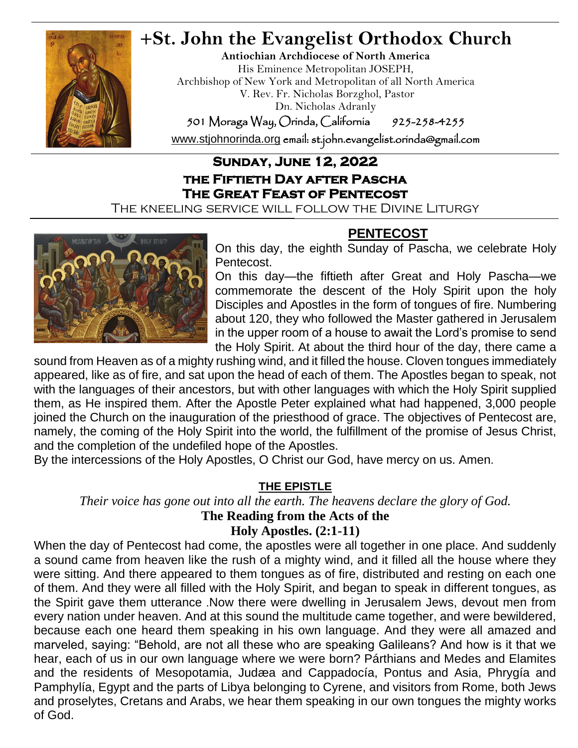# +St. John the Evangelist Orthodox Church

**Antiochian Archdiocese of North America**
His Eminence Metropolitan JOSEPH,
Archbishop of New York and Metropolitan of all North America
V. Rev. Fr. Nicholas Borzghol, Pastor
Dn. Nicholas Adranly
501 Moraga Way, Orinda, California 925-258-4255
www.stjohnorinda.org email: st.john.evangelist.orinda@gmail.com

**SUNDAY, JUNE 12, 2022**
**THE FIFTIETH DAY AFTER PASCHA**
**THE GREAT FEAST OF PENTECOST**
THE KNEELING SERVICE WILL FOLLOW THE DIVINE LITURGY

## PENTECOST

On this day, the eighth Sunday of Pascha, we celebrate Holy Pentecost.

On this day—the fiftieth after Great and Holy Pascha—we commemorate the descent of the Holy Spirit upon the holy Disciples and Apostles in the form of tongues of fire. Numbering about 120, they who followed the Master gathered in Jerusalem in the upper room of a house to await the Lord's promise to send the Holy Spirit. At about the third hour of the day, there came a sound from Heaven as of a mighty rushing wind, and it filled the house. Cloven tongues immediately appeared, like as of fire, and sat upon the head of each of them. The Apostles began to speak, not with the languages of their ancestors, but with other languages with which the Holy Spirit supplied them, as He inspired them. After the Apostle Peter explained what had happened, 3,000 people joined the Church on the inauguration of the priesthood of grace. The objectives of Pentecost are, namely, the coming of the Holy Spirit into the world, the fulfillment of the promise of Jesus Christ, and the completion of the undefiled hope of the Apostles.

By the intercessions of the Holy Apostles, O Christ our God, have mercy on us. Amen.

## THE EPISTLE

*Their voice has gone out into all the earth. The heavens declare the glory of God.*

**The Reading from the Acts of the Holy Apostles. (2:1-11)**

When the day of Pentecost had come, the apostles were all together in one place. And suddenly a sound came from heaven like the rush of a mighty wind, and it filled all the house where they were sitting. And there appeared to them tongues as of fire, distributed and resting on each one of them. And they were all filled with the Holy Spirit, and began to speak in different tongues, as the Spirit gave them utterance .Now there were dwelling in Jerusalem Jews, devout men from every nation under heaven. And at this sound the multitude came together, and were bewildered, because each one heard them speaking in his own language. And they were all amazed and marveled, saying: "Behold, are not all these who are speaking Galileans? And how is it that we hear, each of us in our own language where we were born? Párthians and Medes and Elamites and the residents of Mesopotamia, Judæa and Cappadocía, Pontus and Asia, Phrygía and Pamphylía, Egypt and the parts of Libya belonging to Cyrene, and visitors from Rome, both Jews and proselytes, Cretans and Arabs, we hear them speaking in our own tongues the mighty works of God.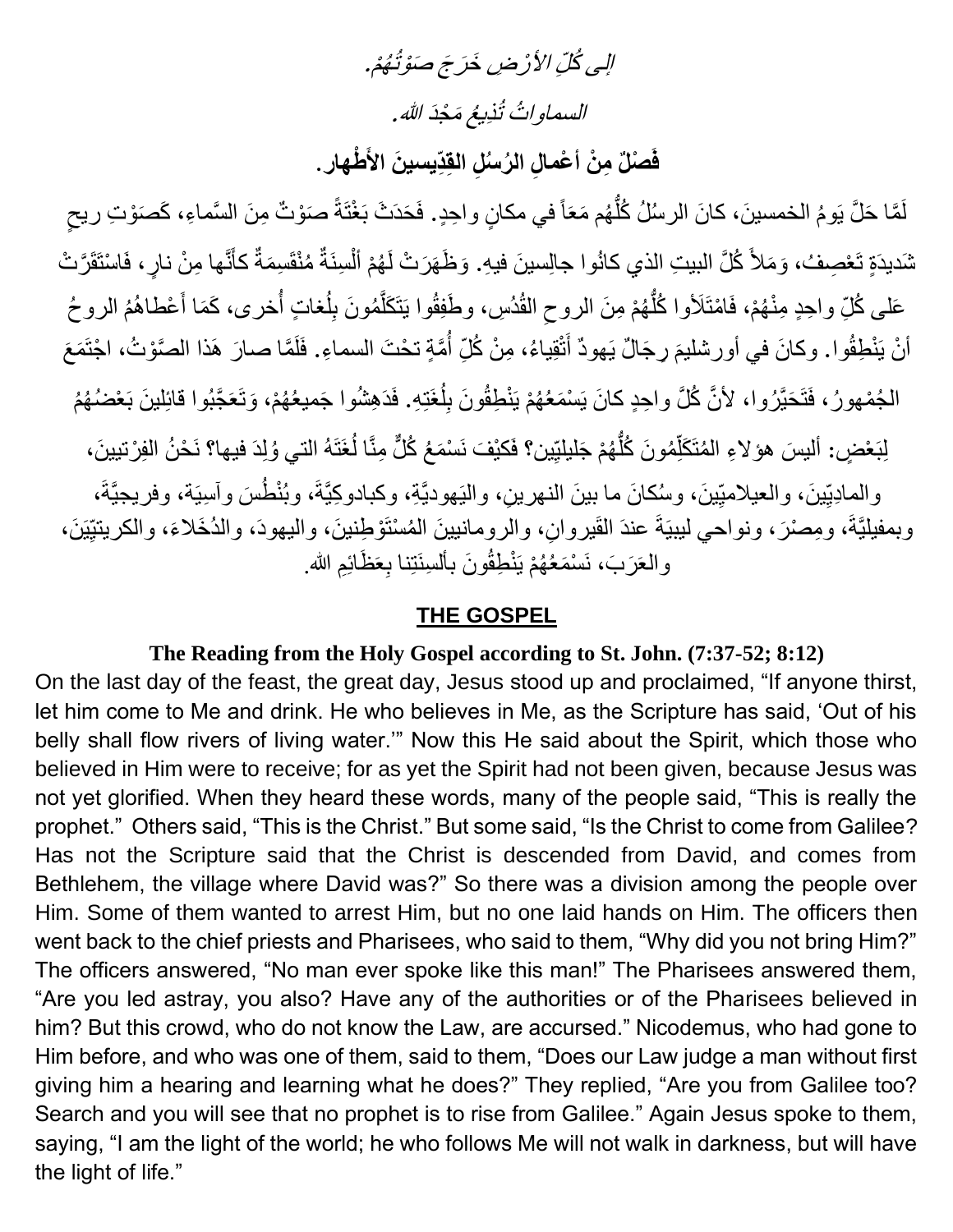*إلى كُلِّ الأرْضِ خَرَجَ صَوْتُهُمْ.*

*السماواتُ تُذيعُ مَجْدَ الله.*

**فَصْلٌ مِنْ أعْمالِ الرُسُلِ القِدّيسينَ الأَطْهار.**

لَمَّا حَلَّ يَومُ الخمسينَ، كانَ الرسُلُ كُلُّهُم مَعَاً في مكانٍ واحِدٍ. فَحَدَثَ بَغْتَةً صَوْتٌ مِنَ السَّماءِ، كَصَوْتِ ريحٍ شَديدَةٍ تَعْصِفُ، وَمَلأَ كُلَّ البيتِ الذي كانُوا جالِسينَ فيهِ. وَظَهَرَتْ لَهُمْ أَلْسِنَةٌ مُنْقَسِمَةٌ كأنَّها مِنْ نارٍ، فَاسْتَقَرَّتْ عَلى كُلِّ واحِدٍ مِنْهُمْ، فَامْتَلَأوا كُلُّهُمْ مِنَ الروحِ القُدُسِ، وطَفِقُوا يَتَكَلَّمُونَ بِلُغاتٍ أُخرى، كَمَا أَعْطاهُمُ الروحُ أَنْ يَنْطِقُوا. وكانَ في أورشليمَ رِجَالٌ يَهودٌ أَتْقِياءُ، مِنْ كُلِّ أُمَّةٍ تحْتَ السماءِ. فَلَمَّا صارَ هَذا الصَّوْتُ، اجْتَمَعَ الجُمْهورُ، فَتَحَيَّرُوا، لأنَّ كُلَّ واحِدٍ كانَ يَسْمَعُهُمْ يَنْطِقُونَ بِلُغَتِهِ. فَدَهِشُوا جَميعُهُمْ، وَتَعَجَّبُوا قائِلِينَ بَعْضُهُمُ لِبَعْضٍ: أليسَ هؤلاءِ المُتَكَلِّمُونَ كُلُّهُمْ جَليليّين؟ فَكيْفَ نَسْمَعُ كُلٌّ مِنَّا لُغَتَهُ التي وُلِدَ فيها؟ نَحْنُ الفِرْتيينَ، والمادِيِّينَ، والعيلاميّينَ، وسُكانَ ما بينَ النهرينِ، واليَهوديَّةِ، وكبادوكِيَّةَ، وبُنْطُسَ وآسِيَة، وفريجيَّةَ، وبمفيليَّةَ، ومِصْرَ، ونواحي ليبيَةَ عندَ القَيْروانِ، والرومانيينَ المُسْتَوْطِنينَ، واليهودَ، والدُخَلاءَ، والكريتيّينَ، والعَرَبَ، نَسْمَعُهُمْ يَنْطِقُونَ بألسِنَتِنا بِعَظَائِمِ الله.

## THE GOSPEL

**The Reading from the Holy Gospel according to St. John. (7:37-52; 8:12)**

On the last day of the feast, the great day, Jesus stood up and proclaimed, "If anyone thirst, let him come to Me and drink. He who believes in Me, as the Scripture has said, 'Out of his belly shall flow rivers of living water.'" Now this He said about the Spirit, which those who believed in Him were to receive; for as yet the Spirit had not been given, because Jesus was not yet glorified. When they heard these words, many of the people said, "This is really the prophet." Others said, "This is the Christ." But some said, "Is the Christ to come from Galilee? Has not the Scripture said that the Christ is descended from David, and comes from Bethlehem, the village where David was?" So there was a division among the people over Him. Some of them wanted to arrest Him, but no one laid hands on Him. The officers then went back to the chief priests and Pharisees, who said to them, "Why did you not bring Him?" The officers answered, "No man ever spoke like this man!" The Pharisees answered them, "Are you led astray, you also? Have any of the authorities or of the Pharisees believed in him? But this crowd, who do not know the Law, are accursed." Nicodemus, who had gone to Him before, and who was one of them, said to them, "Does our Law judge a man without first giving him a hearing and learning what he does?" They replied, "Are you from Galilee too? Search and you will see that no prophet is to rise from Galilee." Again Jesus spoke to them, saying, "I am the light of the world; he who follows Me will not walk in darkness, but will have the light of life."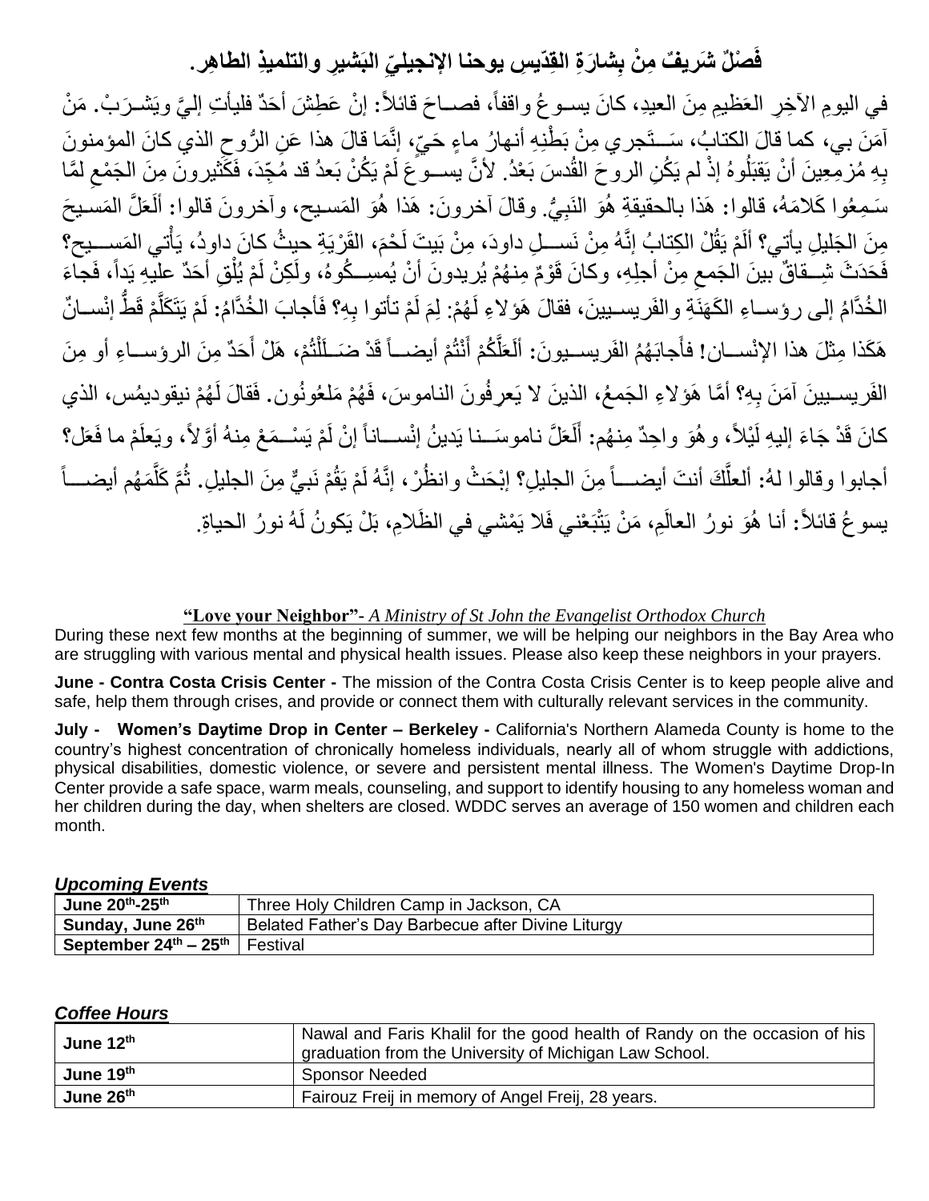**فَصْلٌ شَريفٌ مِنْ بِشارَةِ القِدّيسِ يوحنا الإنجيليّ البَشيرِ والتلميذِ الطاهِر.**

في اليومِ الآخِرِ العَظيمِ مِنَ العيدِ، كانَ يسـوعُ واقفاً، فصـاحَ قائلاً: إنْ عَطِشَ أحَدٌ فليأتِ إليَّ ويَشـرَبْ. مَنْ آمَنَ بي، كما قالَ الكتابُ، سَـتَجري مِنْ بَطْنِهِ أنهارُ ماءٍ حَيٍّ، إنَّما قالَ هذا عَنِ الرُّوحِ الذي كانَ المؤمنونَ بِهِ مُزمِعينَ أنْ يَقبَلُوهُ إذْ لم يَكُنِ الروحَ القُدسَ بَعْدُ. لأنَّ يسـوعَ لَمْ يَكُنْ بَعدُ قد مُجِّدَ، فَكَثيرونَ مِنَ الجَمْعِ لمَّا سَمِعُوا كَلامَهُ، قالوا: هَذا بالحقيقةِ هُوَ النَبِيُّ. وقالَ آخرونَ: هَذا هُوَ المَسيح، وآخرونَ قالوا: أَلَعَلَّ المَسيحَ مِنَ الجَليلِ يأتي؟ أَلَمْ يَقُلْ الكِتابُ إنَّهُ مِنْ نَسـلِ داودَ، مِنْ بَيتَ لَحْمَ، القَرْيَةِ حيثُ كانَ داودُ، يَأْتي المَسـيح؟ فَحَدَثَ شِـقاقٌ بينَ الجَمعِ مِنْ أجلِهِ، وكانَ قَوْمٌ مِنهُمْ يُريدونَ أنْ يُمسِـكُوهُ، ولَكِنْ لَمْ يُلْقِ أحَدٌ عليهِ يَداً، فَجاءَ الخُدَّامُ إلى رؤسـاءِ الكَهَنَةِ والفَريسـيينَ، فقالَ هَؤلاءِ لَهُمْ: لِمَ لَمْ تأتوا بِهِ؟ فَأجابَ الخُدَّامُ: لَمْ يَتَكَلَّمْ قَطُّ إنْسـانٌ هَكَذا مِثلَ هذا الإنْسـان! فأَجابَهُمُ الفَريسـيونَ: أَلَعَلَّكُمْ أَنْتُمْ أيضـاً قَدْ ضَـلَلْتُمْ، هَلْ أَحَدٌ مِنَ الرؤسـاءِ أو مِنَ الفَريسـيينَ آمَنَ بِهِ؟ أمَّا هَؤلاءِ الجَمعُ، الذينَ لا يَعرِفُونَ الناموسَ، فَهُمْ مَلعُونُون. فَقالَ لَهُمْ نيقوديمُس، الذي كانَ قَدْ جَاءَ إليهِ لَيْلاً، وهُوَ واحِدٌ مِنهُم: أَلَعَلَّ ناموسَـنا يَدينُ إنْسـاناً إنْ لَمْ يَسْـمَعْ مِنهُ أوَّلاً، ويَعلَمْ ما فَعَل؟ أجابوا وقالوا لهُ: أَلعلَّكَ أنتَ أيضـاً مِنَ الجليلِ؟ إبْحَثْ وانظُرْ، إنَّهُ لَمْ يَقُمْ نَبيٌّ مِنَ الجليلِ. ثُمَّ كَلَّمَهُم أيضـاً يسوعُ قائلاً: أنا هُوَ نورُ العالَمِ، مَنْ يَتْبَعْني فَلا يَمْشي في الظَلامِ، بَلْ يَكونُ لَهُ نورُ الحياةِ.

**"Love your Neighbor"-** *A Ministry of St John the Evangelist Orthodox Church*

During these next few months at the beginning of summer, we will be helping our neighbors in the Bay Area who are struggling with various mental and physical health issues. Please also keep these neighbors in your prayers.

**June - Contra Costa Crisis Center -** The mission of the Contra Costa Crisis Center is to keep people alive and safe, help them through crises, and provide or connect them with culturally relevant services in the community.

**July - Women's Daytime Drop in Center – Berkeley -** California's Northern Alameda County is home to the country's highest concentration of chronically homeless individuals, nearly all of whom struggle with addictions, physical disabilities, domestic violence, or severe and persistent mental illness. The Women's Daytime Drop-In Center provide a safe space, warm meals, counseling, and support to identify housing to any homeless woman and her children during the day, when shelters are closed. WDDC serves an average of 150 women and children each month.

***Upcoming Events***

| | |
|---|---|
| **June 20th-25th** | Three Holy Children Camp in Jackson, CA |
| **Sunday, June 26th** | Belated Father's Day Barbecue after Divine Liturgy |
| **September 24th – 25th** | Festival |

***Coffee Hours***

| | |
|---|---|
| **June 12th** | Nawal and Faris Khalil for the good health of Randy on the occasion of his graduation from the University of Michigan Law School. |
| **June 19th** | Sponsor Needed |
| **June 26th** | Fairouz Freij in memory of Angel Freij, 28 years. |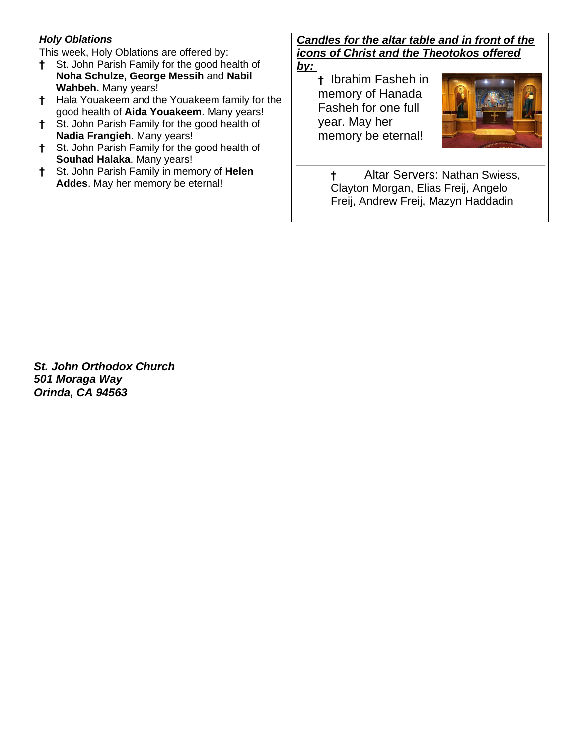***Holy Oblations***

This week, Holy Oblations are offered by:

- † St. John Parish Family for the good health of **Noha Schulze, George Messih** and **Nabil Wahbeh.** Many years!
- † Hala Youakeem and the Youakeem family for the good health of **Aida Youakeem**. Many years!
- † St. John Parish Family for the good health of **Nadia Frangieh**. Many years!
- † St. John Parish Family for the good health of **Souhad Halaka**. Many years!
- † St. John Parish Family in memory of **Helen Addes**. May her memory be eternal!

***Candles for the altar table and in front of the icons of Christ and the Theotokos offered by:***

† Ibrahim Fasheh in memory of Hanada Fasheh for one full year. May her memory be eternal!

† Altar Servers: Nathan Swiess, Clayton Morgan, Elias Freij, Angelo Freij, Andrew Freij, Mazyn Haddadin

***St. John Orthodox Church***
***501 Moraga Way***
***Orinda, CA 94563***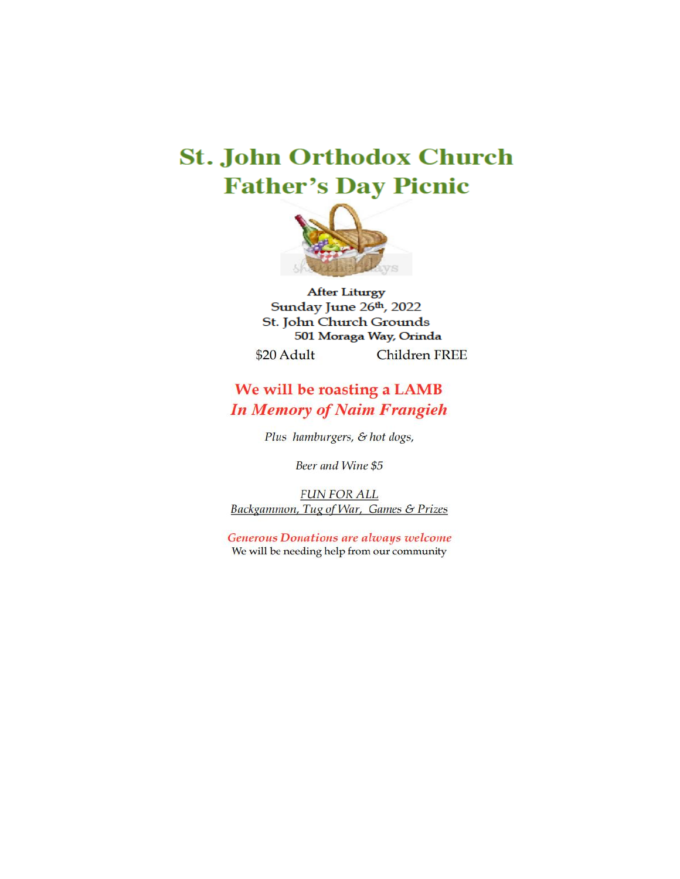# St. John Orthodox Church
# Father's Day Picnic

**After Liturgy**
**Sunday June 26th, 2022**
**St. John Church Grounds**
**501 Moraga Way, Orinda**

$20 Adult          Children FREE

**We will be roasting a LAMB**
***In Memory of Naim Frangieh***

*Plus hamburgers, & hot dogs,*

*Beer and Wine $5*

*FUN FOR ALL*
*Backgammon, Tug of War, Games & Prizes*

***Generous Donations are always welcome***
We will be needing help from our community